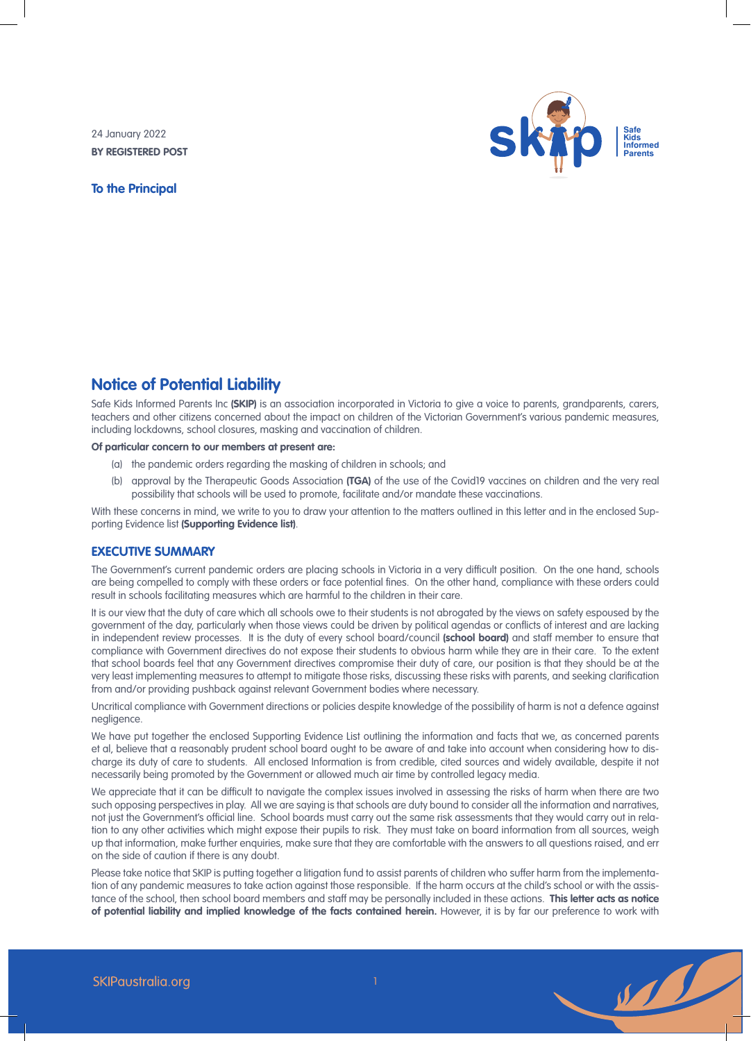24 January 2022

**BY REGISTERED POST**

**To the Principal**

# Notice of Potential Liability

Safe Kids Informed Parents Inc **(SKIP)** is an association incorporated in Victoria to give a voice to parents, grandparents, carers, teachers and other citizens concerned about the impact on children of the Victorian Government's various pandemic measures, including lockdowns, school closures, masking and vaccination of children.

**Of particular concern to our members at present are:**

(a) the pandemic orders regarding the masking of children in schools; and

(b) approval by the Therapeutic Goods Association **(TGA)** of the use of the Covid19 vaccines on children and the very real possibility that schools will be used to promote, facilitate and/or mandate these vaccinations.

With these concerns in mind, we write to you to draw your attention to the matters outlined in this letter and in the enclosed Supporting Evidence list **(Supporting Evidence list)**.

## EXECUTIVE SUMMARY

The Government's current pandemic orders are placing schools in Victoria in a very difficult position. On the one hand, schools are being compelled to comply with these orders or face potential fines. On the other hand, compliance with these orders could result in schools facilitating measures which are harmful to the children in their care.

It is our view that the duty of care which all schools owe to their students is not abrogated by the views on safety espoused by the government of the day, particularly when those views could be driven by political agendas or conflicts of interest and are lacking in independent review processes. It is the duty of every school board/council **(school board)** and staff member to ensure that compliance with Government directives do not expose their students to obvious harm while they are in their care. To the extent that school boards feel that any Government directives compromise their duty of care, our position is that they should be at the very least implementing measures to attempt to mitigate those risks, discussing these risks with parents, and seeking clarification from and/or providing pushback against relevant Government bodies where necessary.

Uncritical compliance with Government directions or policies despite knowledge of the possibility of harm is not a defence against negligence.

We have put together the enclosed Supporting Evidence List outlining the information and facts that we, as concerned parents et al, believe that a reasonably prudent school board ought to be aware of and take into account when considering how to discharge its duty of care to students. All enclosed Information is from credible, cited sources and widely available, despite it not necessarily being promoted by the Government or allowed much air time by controlled legacy media.

We appreciate that it can be difficult to navigate the complex issues involved in assessing the risks of harm when there are two such opposing perspectives in play. All we are saying is that schools are duty bound to consider all the information and narratives, not just the Government's official line. School boards must carry out the same risk assessments that they would carry out in relation to any other activities which might expose their pupils to risk. They must take on board information from all sources, weigh up that information, make further enquiries, make sure that they are comfortable with the answers to all questions raised, and err on the side of caution if there is any doubt.

Please take notice that SKIP is putting together a litigation fund to assist parents of children who suffer harm from the implementation of any pandemic measures to take action against those responsible. If the harm occurs at the child's school or with the assistance of the school, then school board members and staff may be personally included in these actions. **This letter acts as notice of potential liability and implied knowledge of the facts contained herein.** However, it is by far our preference to work with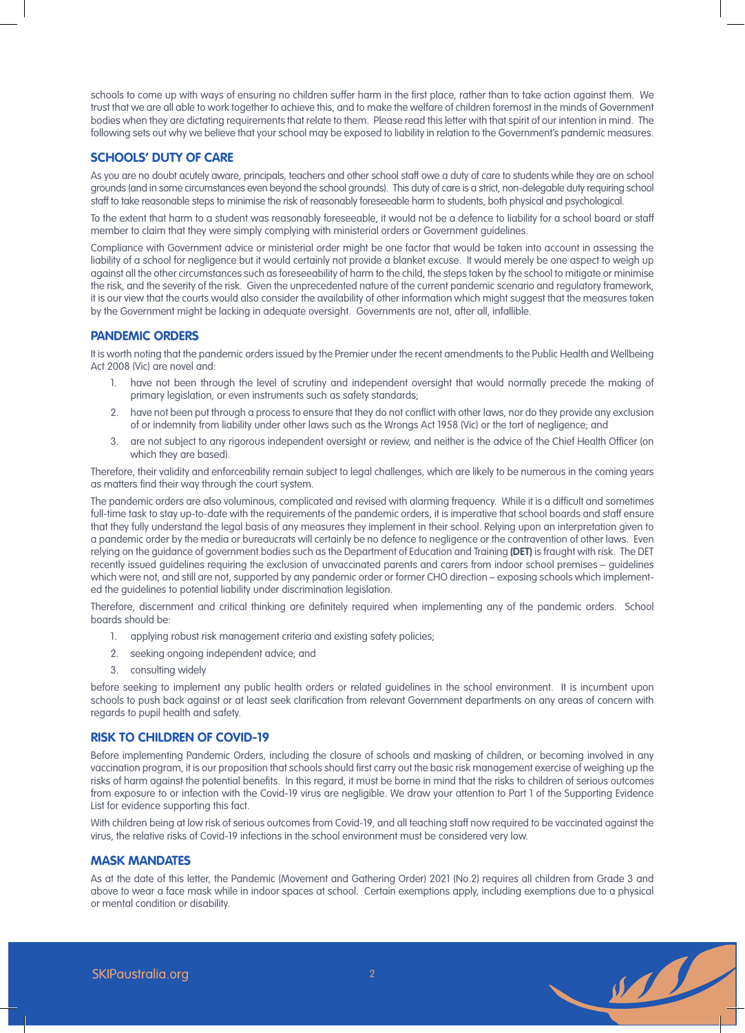schools to come up with ways of ensuring no children suffer harm in the first place, rather than to take action against them. We trust that we are all able to work together to achieve this, and to make the welfare of children foremost in the minds of Government bodies when they are dictating requirements that relate to them. Please read this letter with that spirit of our intention in mind. The following sets out why we believe that your school may be exposed to liability in relation to the Government's pandemic measures.

## SCHOOLS' DUTY OF CARE

As you are no doubt acutely aware, principals, teachers and other school staff owe a duty of care to students while they are on school grounds (and in some circumstances even beyond the school grounds). This duty of care is a strict, non-delegable duty requiring school staff to take reasonable steps to minimise the risk of reasonably foreseeable harm to students, both physical and psychological.

To the extent that harm to a student was reasonably foreseeable, it would not be a defence to liability for a school board or staff member to claim that they were simply complying with ministerial orders or Government guidelines.

Compliance with Government advice or ministerial order might be one factor that would be taken into account in assessing the liability of a school for negligence but it would certainly not provide a blanket excuse. It would merely be one aspect to weigh up against all the other circumstances such as foreseeability of harm to the child, the steps taken by the school to mitigate or minimise the risk, and the severity of the risk. Given the unprecedented nature of the current pandemic scenario and regulatory framework, it is our view that the courts would also consider the availability of other information which might suggest that the measures taken by the Government might be lacking in adequate oversight. Governments are not, after all, infallible.

## PANDEMIC ORDERS

It is worth noting that the pandemic orders issued by the Premier under the recent amendments to the Public Health and Wellbeing Act 2008 (Vic) are novel and:

1. have not been through the level of scrutiny and independent oversight that would normally precede the making of primary legislation, or even instruments such as safety standards;
2. have not been put through a process to ensure that they do not conflict with other laws, nor do they provide any exclusion of or indemnity from liability under other laws such as the Wrongs Act 1958 (Vic) or the tort of negligence; and
3. are not subject to any rigorous independent oversight or review, and neither is the advice of the Chief Health Officer (on which they are based).

Therefore, their validity and enforceability remain subject to legal challenges, which are likely to be numerous in the coming years as matters find their way through the court system.

The pandemic orders are also voluminous, complicated and revised with alarming frequency. While it is a difficult and sometimes full-time task to stay up-to-date with the requirements of the pandemic orders, it is imperative that school boards and staff ensure that they fully understand the legal basis of any measures they implement in their school. Relying upon an interpretation given to a pandemic order by the media or bureaucrats will certainly be no defence to negligence or the contravention of other laws. Even relying on the guidance of government bodies such as the Department of Education and Training **(DET)** is fraught with risk. The DET recently issued guidelines requiring the exclusion of unvaccinated parents and carers from indoor school premises – guidelines which were not, and still are not, supported by any pandemic order or former CHO direction – exposing schools which implemented the guidelines to potential liability under discrimination legislation.

Therefore, discernment and critical thinking are definitely required when implementing any of the pandemic orders. School boards should be:

1. applying robust risk management criteria and existing safety policies;
2. seeking ongoing independent advice; and
3. consulting widely

before seeking to implement any public health orders or related guidelines in the school environment. It is incumbent upon schools to push back against or at least seek clarification from relevant Government departments on any areas of concern with regards to pupil health and safety.

## RISK TO CHILDREN OF COVID-19

Before implementing Pandemic Orders, including the closure of schools and masking of children, or becoming involved in any vaccination program, it is our proposition that schools should first carry out the basic risk management exercise of weighing up the risks of harm against the potential benefits. In this regard, it must be borne in mind that the risks to children of serious outcomes from exposure to or infection with the Covid-19 virus are negligible. We draw your attention to Part 1 of the Supporting Evidence List for evidence supporting this fact.

With children being at low risk of serious outcomes from Covid-19, and all teaching staff now required to be vaccinated against the virus, the relative risks of Covid-19 infections in the school environment must be considered very low.

## MASK MANDATES

As at the date of this letter, the Pandemic (Movement and Gathering Order) 2021 (No.2) requires all children from Grade 3 and above to wear a face mask while in indoor spaces at school. Certain exemptions apply, including exemptions due to a physical or mental condition or disability.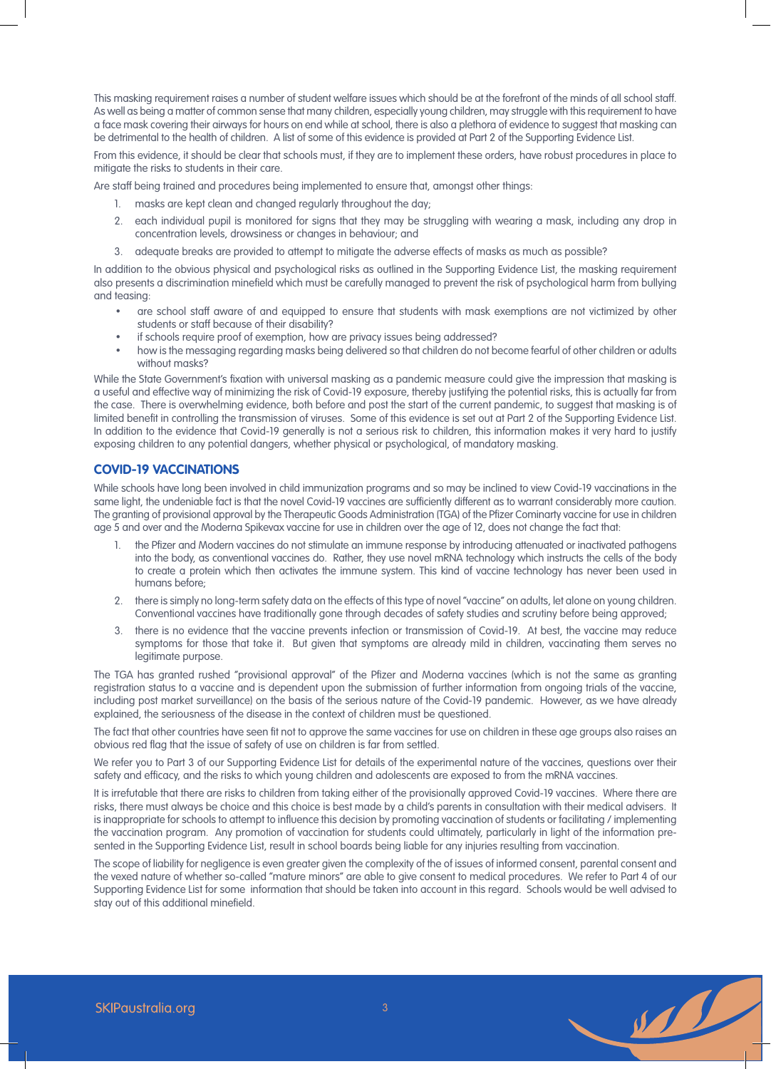This masking requirement raises a number of student welfare issues which should be at the forefront of the minds of all school staff. As well as being a matter of common sense that many children, especially young children, may struggle with this requirement to have a face mask covering their airways for hours on end while at school, there is also a plethora of evidence to suggest that masking can be detrimental to the health of children. A list of some of this evidence is provided at Part 2 of the Supporting Evidence List.

From this evidence, it should be clear that schools must, if they are to implement these orders, have robust procedures in place to mitigate the risks to students in their care.

Are staff being trained and procedures being implemented to ensure that, amongst other things:

1. masks are kept clean and changed regularly throughout the day;
2. each individual pupil is monitored for signs that they may be struggling with wearing a mask, including any drop in concentration levels, drowsiness or changes in behaviour; and
3. adequate breaks are provided to attempt to mitigate the adverse effects of masks as much as possible?

In addition to the obvious physical and psychological risks as outlined in the Supporting Evidence List, the masking requirement also presents a discrimination minefield which must be carefully managed to prevent the risk of psychological harm from bullying and teasing:

- are school staff aware of and equipped to ensure that students with mask exemptions are not victimized by other students or staff because of their disability?
- if schools require proof of exemption, how are privacy issues being addressed?
- how is the messaging regarding masks being delivered so that children do not become fearful of other children or adults without masks?

While the State Government's fixation with universal masking as a pandemic measure could give the impression that masking is a useful and effective way of minimizing the risk of Covid-19 exposure, thereby justifying the potential risks, this is actually far from the case. There is overwhelming evidence, both before and post the start of the current pandemic, to suggest that masking is of limited benefit in controlling the transmission of viruses. Some of this evidence is set out at Part 2 of the Supporting Evidence List. In addition to the evidence that Covid-19 generally is not a serious risk to children, this information makes it very hard to justify exposing children to any potential dangers, whether physical or psychological, of mandatory masking.

## COVID-19 VACCINATIONS

While schools have long been involved in child immunization programs and so may be inclined to view Covid-19 vaccinations in the same light, the undeniable fact is that the novel Covid-19 vaccines are sufficiently different as to warrant considerably more caution. The granting of provisional approval by the Therapeutic Goods Administration (TGA) of the Pfizer Comirnaty vaccine for use in children age 5 and over and the Moderna Spikevax vaccine for use in children over the age of 12, does not change the fact that:

1. the Pfizer and Modern vaccines do not stimulate an immune response by introducing attenuated or inactivated pathogens into the body, as conventional vaccines do. Rather, they use novel mRNA technology which instructs the cells of the body to create a protein which then activates the immune system. This kind of vaccine technology has never been used in humans before;
2. there is simply no long-term safety data on the effects of this type of novel "vaccine" on adults, let alone on young children. Conventional vaccines have traditionally gone through decades of safety studies and scrutiny before being approved;
3. there is no evidence that the vaccine prevents infection or transmission of Covid-19. At best, the vaccine may reduce symptoms for those that take it. But given that symptoms are already mild in children, vaccinating them serves no legitimate purpose.

The TGA has granted rushed "provisional approval" of the Pfizer and Moderna vaccines (which is not the same as granting registration status to a vaccine and is dependent upon the submission of further information from ongoing trials of the vaccine, including post market surveillance) on the basis of the serious nature of the Covid-19 pandemic. However, as we have already explained, the seriousness of the disease in the context of children must be questioned.

The fact that other countries have seen fit not to approve the same vaccines for use on children in these age groups also raises an obvious red flag that the issue of safety of use on children is far from settled.

We refer you to Part 3 of our Supporting Evidence List for details of the experimental nature of the vaccines, questions over their safety and efficacy, and the risks to which young children and adolescents are exposed to from the mRNA vaccines.

It is irrefutable that there are risks to children from taking either of the provisionally approved Covid-19 vaccines. Where there are risks, there must always be choice and this choice is best made by a child's parents in consultation with their medical advisers. It is inappropriate for schools to attempt to influence this decision by promoting vaccination of students or facilitating / implementing the vaccination program. Any promotion of vaccination for students could ultimately, particularly in light of the information presented in the Supporting Evidence List, result in school boards being liable for any injuries resulting from vaccination.

The scope of liability for negligence is even greater given the complexity of the of issues of informed consent, parental consent and the vexed nature of whether so-called "mature minors" are able to give consent to medical procedures. We refer to Part 4 of our Supporting Evidence List for some information that should be taken into account in this regard. Schools would be well advised to stay out of this additional minefield.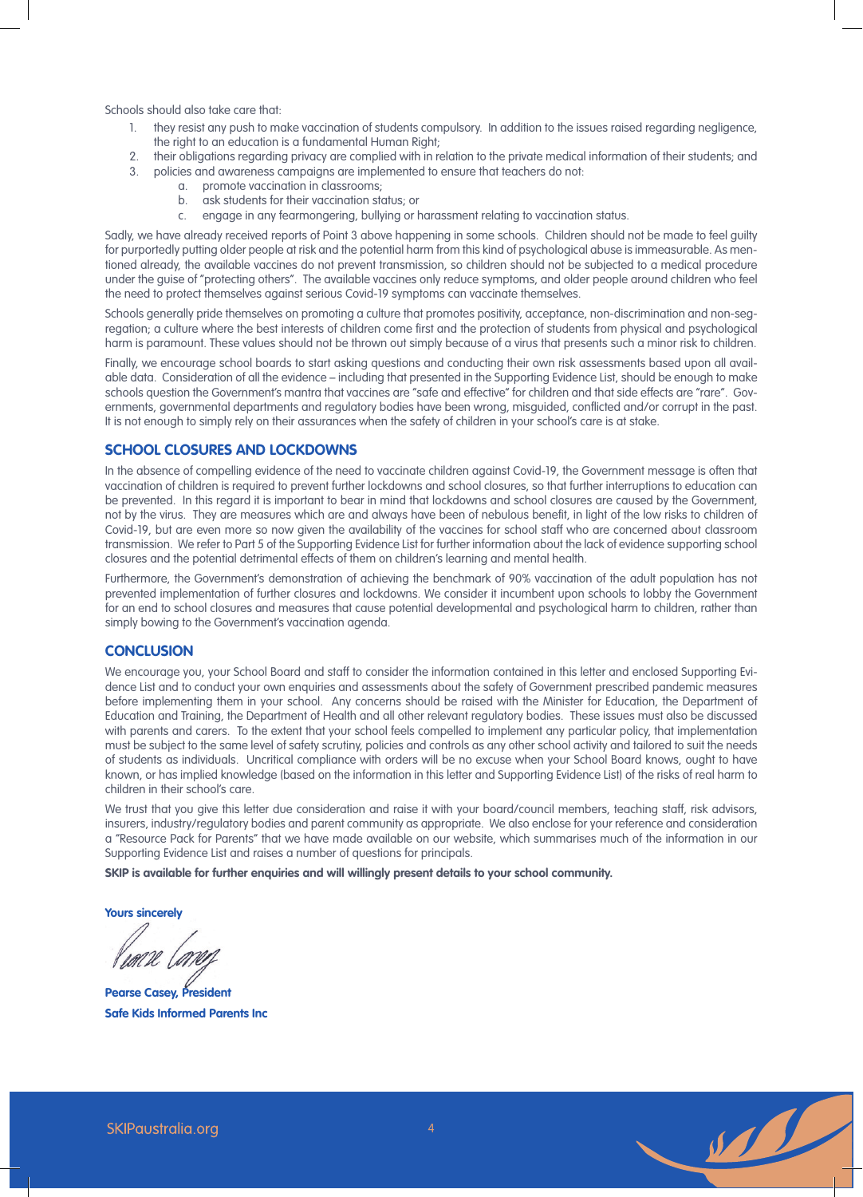Schools should also take care that:

1. they resist any push to make vaccination of students compulsory. In addition to the issues raised regarding negligence, the right to an education is a fundamental Human Right;
2. their obligations regarding privacy are complied with in relation to the private medical information of their students; and
3. policies and awareness campaigns are implemented to ensure that teachers do not:
    a. promote vaccination in classrooms;
    b. ask students for their vaccination status; or
    c. engage in any fearmongering, bullying or harassment relating to vaccination status.

Sadly, we have already received reports of Point 3 above happening in some schools. Children should not be made to feel guilty for purportedly putting older people at risk and the potential harm from this kind of psychological abuse is immeasurable. As mentioned already, the available vaccines do not prevent transmission, so children should not be subjected to a medical procedure under the guise of "protecting others". The available vaccines only reduce symptoms, and older people around children who feel the need to protect themselves against serious Covid-19 symptoms can vaccinate themselves.

Schools generally pride themselves on promoting a culture that promotes positivity, acceptance, non-discrimination and non-segregation; a culture where the best interests of children come first and the protection of students from physical and psychological harm is paramount. These values should not be thrown out simply because of a virus that presents such a minor risk to children.

Finally, we encourage school boards to start asking questions and conducting their own risk assessments based upon all available data. Consideration of all the evidence – including that presented in the Supporting Evidence List, should be enough to make schools question the Government's mantra that vaccines are "safe and effective" for children and that side effects are "rare". Governments, governmental departments and regulatory bodies have been wrong, misguided, conflicted and/or corrupt in the past. It is not enough to simply rely on their assurances when the safety of children in your school's care is at stake.

## SCHOOL CLOSURES AND LOCKDOWNS

In the absence of compelling evidence of the need to vaccinate children against Covid-19, the Government message is often that vaccination of children is required to prevent further lockdowns and school closures, so that further interruptions to education can be prevented. In this regard it is important to bear in mind that lockdowns and school closures are caused by the Government, not by the virus. They are measures which are and always have been of nebulous benefit, in light of the low risks to children of Covid-19, but are even more so now given the availability of the vaccines for school staff who are concerned about classroom transmission. We refer to Part 5 of the Supporting Evidence List for further information about the lack of evidence supporting school closures and the potential detrimental effects of them on children's learning and mental health.

Furthermore, the Government's demonstration of achieving the benchmark of 90% vaccination of the adult population has not prevented implementation of further closures and lockdowns. We consider it incumbent upon schools to lobby the Government for an end to school closures and measures that cause potential developmental and psychological harm to children, rather than simply bowing to the Government's vaccination agenda.

## CONCLUSION

We encourage you, your School Board and staff to consider the information contained in this letter and enclosed Supporting Evidence List and to conduct your own enquiries and assessments about the safety of Government prescribed pandemic measures before implementing them in your school. Any concerns should be raised with the Minister for Education, the Department of Education and Training, the Department of Health and all other relevant regulatory bodies. These issues must also be discussed with parents and carers. To the extent that your school feels compelled to implement any particular policy, that implementation must be subject to the same level of safety scrutiny, policies and controls as any other school activity and tailored to suit the needs of students as individuals. Uncritical compliance with orders will be no excuse when your School Board knows, ought to have known, or has implied knowledge (based on the information in this letter and Supporting Evidence List) of the risks of real harm to children in their school's care.

We trust that you give this letter due consideration and raise it with your board/council members, teaching staff, risk advisors, insurers, industry/regulatory bodies and parent community as appropriate. We also enclose for your reference and consideration a "Resource Pack for Parents" that we have made available on our website, which summarises much of the information in our Supporting Evidence List and raises a number of questions for principals.

**SKIP is available for further enquiries and will willingly present details to your school community.**

**Yours sincerely**

*Pearse Casey*

**Pearse Casey, President**
**Safe Kids Informed Parents Inc**

SKIPaustralia.org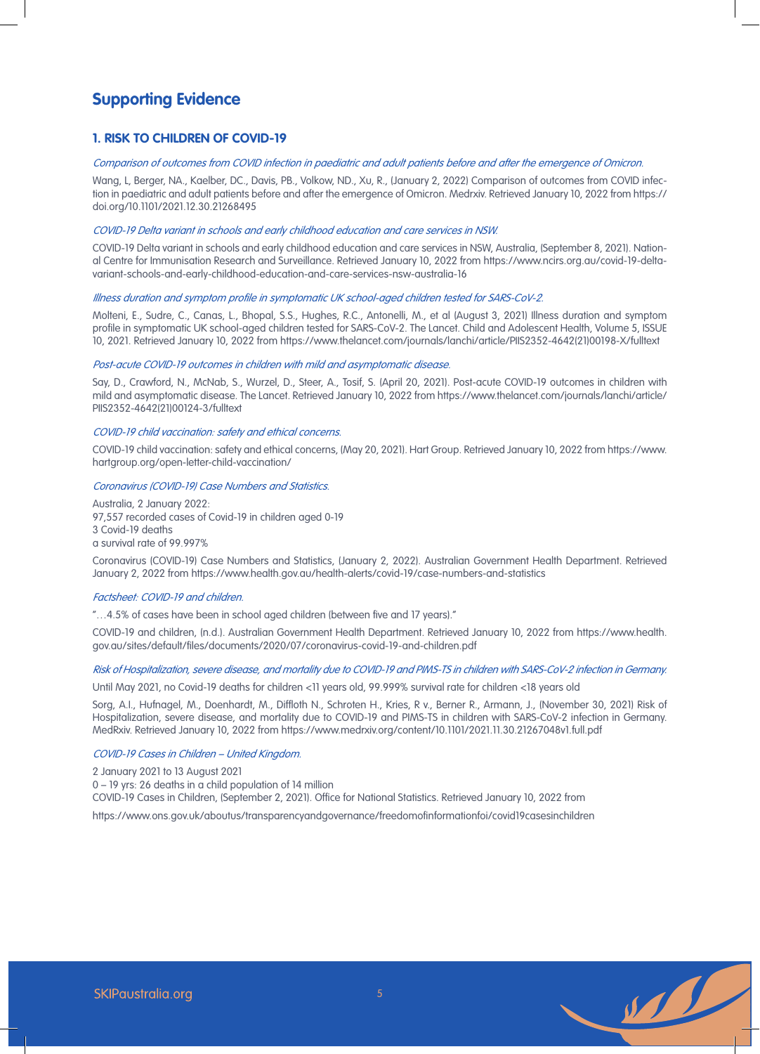## Supporting Evidence

### 1. RISK TO CHILDREN OF COVID-19

*Comparison of outcomes from COVID infection in paediatric and adult patients before and after the emergence of Omicron.*

Wang, L, Berger, NA., Kaelber, DC., Davis, PB., Volkow, ND., Xu, R., (January 2, 2022) Comparison of outcomes from COVID infection in paediatric and adult patients before and after the emergence of Omicron. Medrxiv. Retrieved January 10, 2022 from https://doi.org/10.1101/2021.12.30.21268495

*COVID-19 Delta variant in schools and early childhood education and care services in NSW.*

COVID-19 Delta variant in schools and early childhood education and care services in NSW, Australia, (September 8, 2021). National Centre for Immunisation Research and Surveillance. Retrieved January 10, 2022 from https://www.ncirs.org.au/covid-19-delta-variant-schools-and-early-childhood-education-and-care-services-nsw-australia-16

*Illness duration and symptom profile in symptomatic UK school-aged children tested for SARS-CoV-2.*

Molteni, E., Sudre, C., Canas, L., Bhopal, S.S., Hughes, R.C., Antonelli, M., et al (August 3, 2021) Illness duration and symptom profile in symptomatic UK school-aged children tested for SARS-CoV-2. The Lancet. Child and Adolescent Health, Volume 5, ISSUE 10, 2021. Retrieved January 10, 2022 from https://www.thelancet.com/journals/lanchi/article/PIIS2352-4642(21)00198-X/fulltext

*Post-acute COVID-19 outcomes in children with mild and asymptomatic disease.*

Say, D., Crawford, N., McNab, S., Wurzel, D., Steer, A., Tosif, S. (April 20, 2021). Post-acute COVID-19 outcomes in children with mild and asymptomatic disease. The Lancet. Retrieved January 10, 2022 from https://www.thelancet.com/journals/lanchi/article/PIIS2352-4642(21)00124-3/fulltext

*COVID-19 child vaccination: safety and ethical concerns.*

COVID-19 child vaccination: safety and ethical concerns, (May 20, 2021). Hart Group. Retrieved January 10, 2022 from https://www.hartgroup.org/open-letter-child-vaccination/

*Coronavirus (COVID-19) Case Numbers and Statistics.*

Australia, 2 January 2022:
97,557 recorded cases of Covid-19 in children aged 0-19
3 Covid-19 deaths
a survival rate of 99.997%

Coronavirus (COVID-19) Case Numbers and Statistics, (January 2, 2022). Australian Government Health Department. Retrieved January 2, 2022 from https://www.health.gov.au/health-alerts/covid-19/case-numbers-and-statistics

*Factsheet: COVID-19 and children.*

"…4.5% of cases have been in school aged children (between five and 17 years)."

COVID-19 and children, (n.d.). Australian Government Health Department. Retrieved January 10, 2022 from https://www.health.gov.au/sites/default/files/documents/2020/07/coronavirus-covid-19-and-children.pdf

*Risk of Hospitalization, severe disease, and mortality due to COVID-19 and PIMS-TS in children with SARS-CoV-2 infection in Germany.*

Until May 2021, no Covid-19 deaths for children <11 years old, 99.999% survival rate for children <18 years old

Sorg, A.I., Hufnagel, M., Doenhardt, M., Diffloth N., Schroten H., Kries, R v., Berner R., Armann, J., (November 30, 2021) Risk of Hospitalization, severe disease, and mortality due to COVID-19 and PIMS-TS in children with SARS-CoV-2 infection in Germany. MedRxiv. Retrieved January 10, 2022 from https://www.medrxiv.org/content/10.1101/2021.11.30.21267048v1.full.pdf

*COVID-19 Cases in Children – United Kingdom.*

2 January 2021 to 13 August 2021
0 – 19 yrs: 26 deaths in a child population of 14 million
COVID-19 Cases in Children, (September 2, 2021). Office for National Statistics. Retrieved January 10, 2022 from

https://www.ons.gov.uk/aboutus/transparencyandgovernance/freedomofinformationfoi/covid19casesinchildren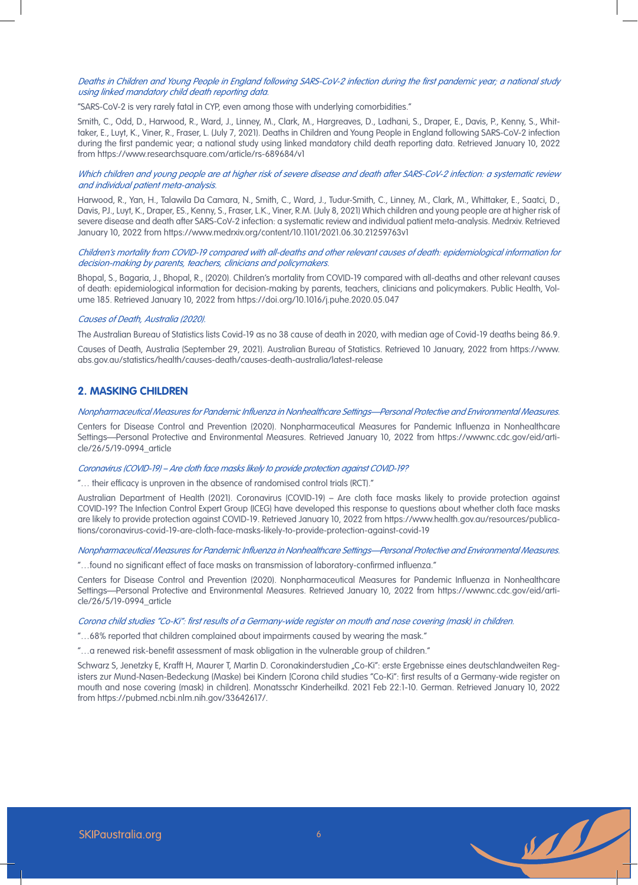*Deaths in Children and Young People in England following SARS-CoV-2 infection during the first pandemic year; a national study using linked mandatory child death reporting data.*

"SARS-CoV-2 is very rarely fatal in CYP, even among those with underlying comorbidities."

Smith, C., Odd, D., Harwood, R., Ward, J., Linney, M., Clark, M., Hargreaves, D., Ladhani, S., Draper, E., Davis, P., Kenny, S., Whittaker, E., Luyt, K., Viner, R., Fraser, L. (July 7, 2021). Deaths in Children and Young People in England following SARS-CoV-2 infection during the first pandemic year; a national study using linked mandatory child death reporting data. Retrieved January 10, 2022 from https://www.researchsquare.com/article/rs-689684/v1

*Which children and young people are at higher risk of severe disease and death after SARS-CoV-2 infection: a systematic review and individual patient meta-analysis.*

Harwood, R., Yan, H., Talawila Da Camara, N., Smith, C., Ward, J., Tudur-Smith, C., Linney, M., Clark, M., Whittaker, E., Saatci, D., Davis, PJ., Luyt, K., Draper, ES., Kenny, S., Fraser, L.K., Viner, R.M. (July 8, 2021) Which children and young people are at higher risk of severe disease and death after SARS-CoV-2 infection: a systematic review and individual patient meta-analysis. Medrxiv. Retrieved January 10, 2022 from https://www.medrxiv.org/content/10.1101/2021.06.30.21259763v1

*Children's mortality from COVID-19 compared with all-deaths and other relevant causes of death: epidemiological information for decision-making by parents, teachers, clinicians and policymakers.*

Bhopal, S., Bagaria, J., Bhopal, R., (2020). Children's mortality from COVID-19 compared with all-deaths and other relevant causes of death: epidemiological information for decision-making by parents, teachers, clinicians and policymakers. Public Health, Volume 185. Retrieved January 10, 2022 from https://doi.org/10.1016/j.puhe.2020.05.047

*Causes of Death, Australia (2020).*

The Australian Bureau of Statistics lists Covid-19 as no 38 cause of death in 2020, with median age of Covid-19 deaths being 86.9.

Causes of Death, Australia (September 29, 2021). Australian Bureau of Statistics. Retrieved 10 January, 2022 from https://www.abs.gov.au/statistics/health/causes-death/causes-death-australia/latest-release

## 2. MASKING CHILDREN

*Nonpharmaceutical Measures for Pandemic Influenza in Nonhealthcare Settings—Personal Protective and Environmental Measures.*

Centers for Disease Control and Prevention (2020). Nonpharmaceutical Measures for Pandemic Influenza in Nonhealthcare Settings—Personal Protective and Environmental Measures. Retrieved January 10, 2022 from https://wwwnc.cdc.gov/eid/article/26/5/19-0994_article

*Coronavirus (COVID-19) – Are cloth face masks likely to provide protection against COVID-19?*

"… their efficacy is unproven in the absence of randomised control trials (RCT)."

Australian Department of Health (2021). Coronavirus (COVID-19) – Are cloth face masks likely to provide protection against COVID-19? The Infection Control Expert Group (ICEG) have developed this response to questions about whether cloth face masks are likely to provide protection against COVID-19. Retrieved January 10, 2022 from https://www.health.gov.au/resources/publications/coronavirus-covid-19-are-cloth-face-masks-likely-to-provide-protection-against-covid-19

*Nonpharmaceutical Measures for Pandemic Influenza in Nonhealthcare Settings—Personal Protective and Environmental Measures.*

"…found no significant effect of face masks on transmission of laboratory-confirmed influenza."

Centers for Disease Control and Prevention (2020). Nonpharmaceutical Measures for Pandemic Influenza in Nonhealthcare Settings—Personal Protective and Environmental Measures. Retrieved January 10, 2022 from https://wwwnc.cdc.gov/eid/article/26/5/19-0994_article

*Corona child studies "Co-Ki": first results of a Germany-wide register on mouth and nose covering (mask) in children.*

"…68% reported that children complained about impairments caused by wearing the mask."

"…a renewed risk-benefit assessment of mask obligation in the vulnerable group of children."

Schwarz S, Jenetzky E, Krafft H, Maurer T, Martin D. Coronakinderstudien „Co-Ki": erste Ergebnisse eines deutschlandweiten Registers zur Mund-Nasen-Bedeckung (Maske) bei Kindern [Corona child studies "Co-Ki": first results of a Germany-wide register on mouth and nose covering (mask) in children]. Monatsschr Kinderheilkd. 2021 Feb 22:1-10. German. Retrieved January 10, 2022 from https://pubmed.ncbi.nlm.nih.gov/33642617/.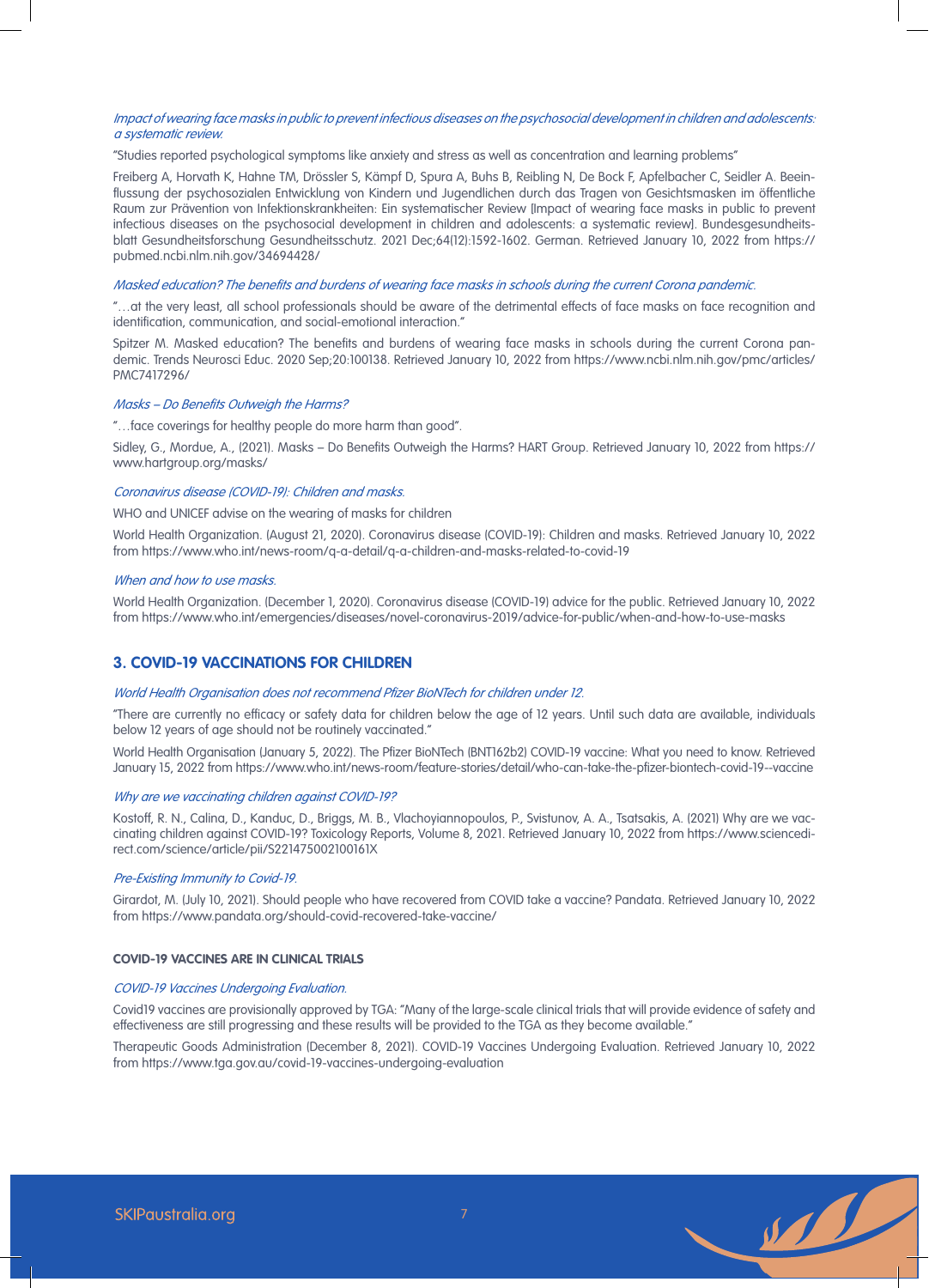*Impact of wearing face masks in public to prevent infectious diseases on the psychosocial development in children and adolescents: a systematic review.*

"Studies reported psychological symptoms like anxiety and stress as well as concentration and learning problems"

Freiberg A, Horvath K, Hahne TM, Drössler S, Kämpf D, Spura A, Buhs B, Reibling N, De Bock F, Apfelbacher C, Seidler A. Beeinflussung der psychosozialen Entwicklung von Kindern und Jugendlichen durch das Tragen von Gesichtsmasken im öffentliche Raum zur Prävention von Infektionskrankheiten: Ein systematischer Review [Impact of wearing face masks in public to prevent infectious diseases on the psychosocial development in children and adolescents: a systematic review]. Bundesgesundheitsblatt Gesundheitsforschung Gesundheitsschutz. 2021 Dec;64(12):1592-1602. German. Retrieved January 10, 2022 from https://pubmed.ncbi.nlm.nih.gov/34694428/

*Masked education? The benefits and burdens of wearing face masks in schools during the current Corona pandemic.*

"…at the very least, all school professionals should be aware of the detrimental effects of face masks on face recognition and identification, communication, and social-emotional interaction."

Spitzer M. Masked education? The benefits and burdens of wearing face masks in schools during the current Corona pandemic. Trends Neurosci Educ. 2020 Sep;20:100138. Retrieved January 10, 2022 from https://www.ncbi.nlm.nih.gov/pmc/articles/PMC7417296/

*Masks – Do Benefits Outweigh the Harms?*

"…face coverings for healthy people do more harm than good".

Sidley, G., Mordue, A., (2021). Masks – Do Benefits Outweigh the Harms? HART Group. Retrieved January 10, 2022 from https://www.hartgroup.org/masks/

*Coronavirus disease (COVID-19): Children and masks.*

WHO and UNICEF advise on the wearing of masks for children

World Health Organization. (August 21, 2020). Coronavirus disease (COVID-19): Children and masks. Retrieved January 10, 2022 from https://www.who.int/news-room/q-a-detail/q-a-children-and-masks-related-to-covid-19

*When and how to use masks.*

World Health Organization. (December 1, 2020). Coronavirus disease (COVID-19) advice for the public. Retrieved January 10, 2022 from https://www.who.int/emergencies/diseases/novel-coronavirus-2019/advice-for-public/when-and-how-to-use-masks

## 3. COVID-19 VACCINATIONS FOR CHILDREN

*World Health Organisation does not recommend Pfizer BioNTech for children under 12.*

"There are currently no efficacy or safety data for children below the age of 12 years. Until such data are available, individuals below 12 years of age should not be routinely vaccinated."

World Health Organisation (January 5, 2022). The Pfizer BioNTech (BNT162b2) COVID-19 vaccine: What you need to know. Retrieved January 15, 2022 from https://www.who.int/news-room/feature-stories/detail/who-can-take-the-pfizer-biontech-covid-19--vaccine

*Why are we vaccinating children against COVID-19?*

Kostoff, R. N., Calina, D., Kanduc, D., Briggs, M. B., Vlachoyiannopoulos, P., Svistunov, A. A., Tsatsakis, A. (2021) Why are we vaccinating children against COVID-19? Toxicology Reports, Volume 8, 2021. Retrieved January 10, 2022 from https://www.sciencedirect.com/science/article/pii/S221475002100161X

*Pre-Existing Immunity to Covid-19.*

Girardot, M. (July 10, 2021). Should people who have recovered from COVID take a vaccine? Pandata. Retrieved January 10, 2022 from https://www.pandata.org/should-covid-recovered-take-vaccine/

### COVID-19 VACCINES ARE IN CLINICAL TRIALS

*COVID-19 Vaccines Undergoing Evaluation.*

Covid19 vaccines are provisionally approved by TGA: "Many of the large-scale clinical trials that will provide evidence of safety and effectiveness are still progressing and these results will be provided to the TGA as they become available."

Therapeutic Goods Administration (December 8, 2021). COVID-19 Vaccines Undergoing Evaluation. Retrieved January 10, 2022 from https://www.tga.gov.au/covid-19-vaccines-undergoing-evaluation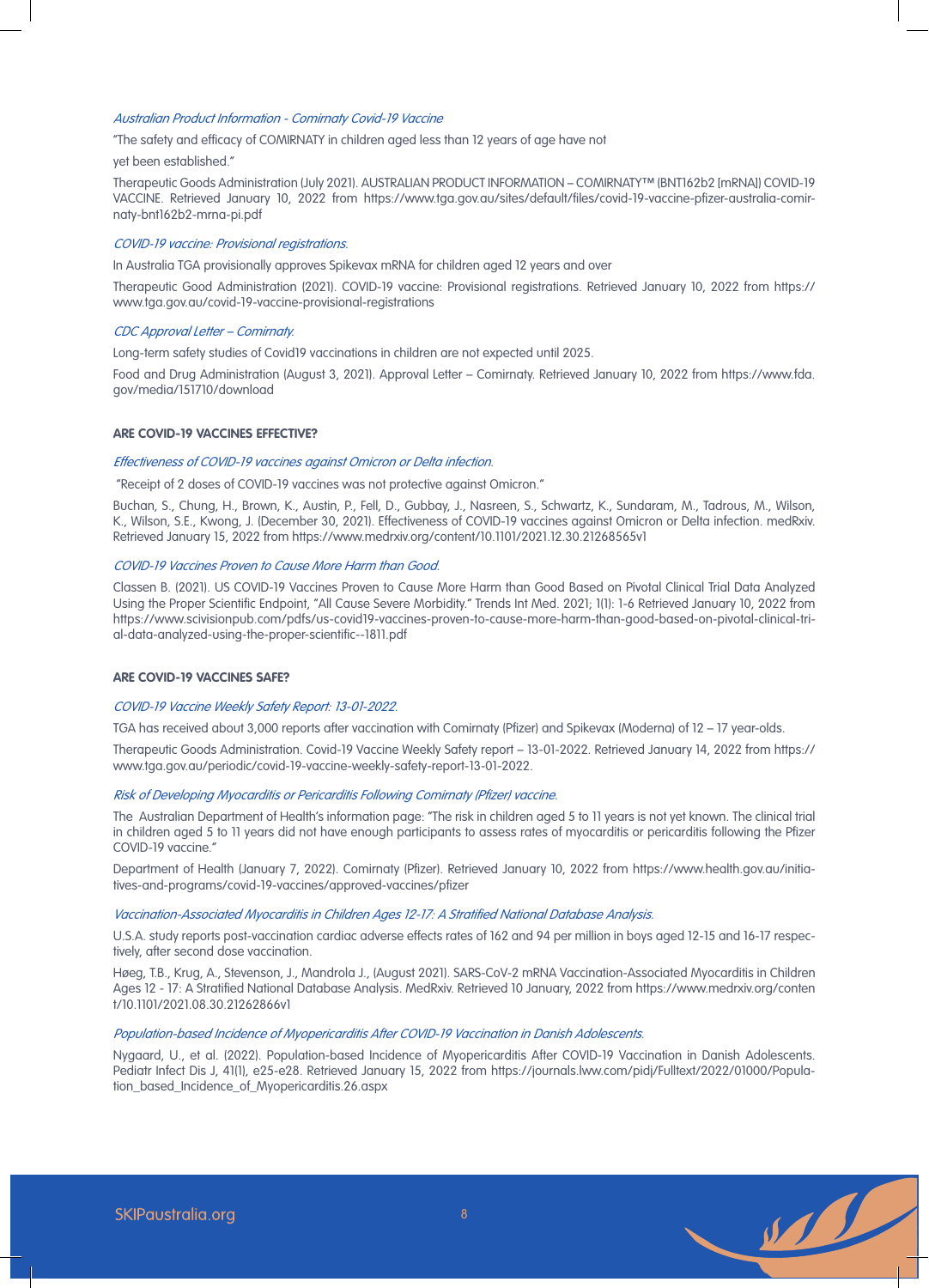*Australian Product Information - Comirnaty Covid-19 Vaccine*

"The safety and efficacy of COMIRNATY in children aged less than 12 years of age have not

yet been established."

Therapeutic Goods Administration (July 2021). AUSTRALIAN PRODUCT INFORMATION – COMIRNATY™ (BNT162b2 [mRNA]) COVID-19 VACCINE. Retrieved January 10, 2022 from https://www.tga.gov.au/sites/default/files/covid-19-vaccine-pfizer-australia-comirnaty-bnt162b2-mrna-pi.pdf

*COVID-19 vaccine: Provisional registrations.*

In Australia TGA provisionally approves Spikevax mRNA for children aged 12 years and over

Therapeutic Good Administration (2021). COVID-19 vaccine: Provisional registrations. Retrieved January 10, 2022 from https://www.tga.gov.au/covid-19-vaccine-provisional-registrations

*CDC Approval Letter – Comirnaty.*

Long-term safety studies of Covid19 vaccinations in children are not expected until 2025.

Food and Drug Administration (August 3, 2021). Approval Letter – Comirnaty. Retrieved January 10, 2022 from https://www.fda.gov/media/151710/download

**ARE COVID-19 VACCINES EFFECTIVE?**

*Effectiveness of COVID-19 vaccines against Omicron or Delta infection.*

"Receipt of 2 doses of COVID-19 vaccines was not protective against Omicron."

Buchan, S., Chung, H., Brown, K., Austin, P., Fell, D., Gubbay, J., Nasreen, S., Schwartz, K., Sundaram, M., Tadrous, M., Wilson, K., Wilson, S.E., Kwong, J. (December 30, 2021). Effectiveness of COVID-19 vaccines against Omicron or Delta infection. medRxiv. Retrieved January 15, 2022 from https://www.medrxiv.org/content/10.1101/2021.12.30.21268565v1

*COVID-19 Vaccines Proven to Cause More Harm than Good.*

Classen B. (2021). US COVID-19 Vaccines Proven to Cause More Harm than Good Based on Pivotal Clinical Trial Data Analyzed Using the Proper Scientific Endpoint, "All Cause Severe Morbidity." Trends Int Med. 2021; 1(1): 1-6 Retrieved January 10, 2022 from https://www.scivisionpub.com/pdfs/us-covid19-vaccines-proven-to-cause-more-harm-than-good-based-on-pivotal-clinical-trial-data-analyzed-using-the-proper-scientific--1811.pdf

**ARE COVID-19 VACCINES SAFE?**

*COVID-19 Vaccine Weekly Safety Report: 13-01-2022.*

TGA has received about 3,000 reports after vaccination with Comirnaty (Pfizer) and Spikevax (Moderna) of 12 – 17 year-olds.

Therapeutic Goods Administration. Covid-19 Vaccine Weekly Safety report – 13-01-2022. Retrieved January 14, 2022 from https://www.tga.gov.au/periodic/covid-19-vaccine-weekly-safety-report-13-01-2022.

*Risk of Developing Myocarditis or Pericarditis Following Comirnaty (Pfizer) vaccine.*

The Australian Department of Health's information page: "The risk in children aged 5 to 11 years is not yet known. The clinical trial in children aged 5 to 11 years did not have enough participants to assess rates of myocarditis or pericarditis following the Pfizer COVID-19 vaccine."

Department of Health (January 7, 2022). Comirnaty (Pfizer). Retrieved January 10, 2022 from https://www.health.gov.au/initiatives-and-programs/covid-19-vaccines/approved-vaccines/pfizer

*Vaccination-Associated Myocarditis in Children Ages 12-17: A Stratified National Database Analysis.*

U.S.A. study reports post-vaccination cardiac adverse effects rates of 162 and 94 per million in boys aged 12-15 and 16-17 respectively, after second dose vaccination.

Høeg, T.B., Krug, A., Stevenson, J., Mandrola J., (August 2021). SARS-CoV-2 mRNA Vaccination-Associated Myocarditis in Children Ages 12 - 17: A Stratified National Database Analysis. MedRxiv. Retrieved 10 January, 2022 from https://www.medrxiv.org/content/10.1101/2021.08.30.21262866v1

*Population-based Incidence of Myopericarditis After COVID-19 Vaccination in Danish Adolescents.*

Nygaard, U., et al. (2022). Population-based Incidence of Myopericarditis After COVID-19 Vaccination in Danish Adolescents. Pediatr Infect Dis J, 41(1), e25-e28. Retrieved January 15, 2022 from https://journals.lww.com/pidj/Fulltext/2022/01000/Population_based_Incidence_of_Myopericarditis.26.aspx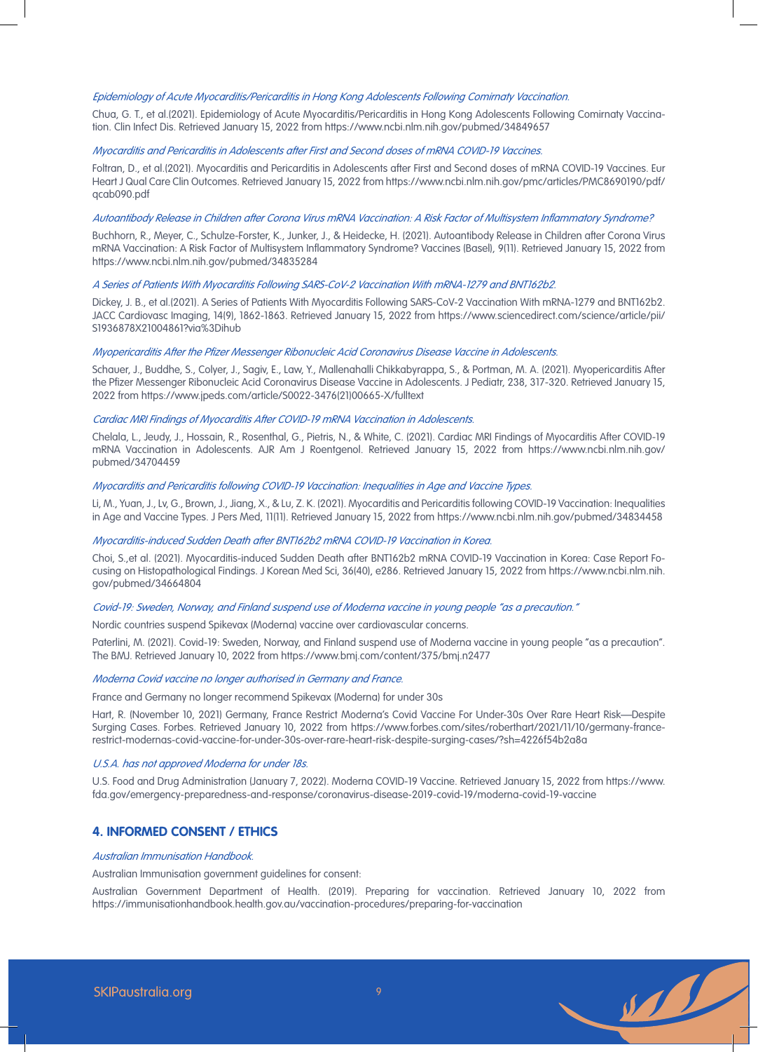*Epidemiology of Acute Myocarditis/Pericarditis in Hong Kong Adolescents Following Comirnaty Vaccination.*

Chua, G. T., et al.(2021). Epidemiology of Acute Myocarditis/Pericarditis in Hong Kong Adolescents Following Comirnaty Vaccination. Clin Infect Dis. Retrieved January 15, 2022 from https://www.ncbi.nlm.nih.gov/pubmed/34849657

*Myocarditis and Pericarditis in Adolescents after First and Second doses of mRNA COVID-19 Vaccines.*

Foltran, D., et al.(2021). Myocarditis and Pericarditis in Adolescents after First and Second doses of mRNA COVID-19 Vaccines. Eur Heart J Qual Care Clin Outcomes. Retrieved January 15, 2022 from https://www.ncbi.nlm.nih.gov/pmc/articles/PMC8690190/pdf/qcab090.pdf

*Autoantibody Release in Children after Corona Virus mRNA Vaccination: A Risk Factor of Multisystem Inflammatory Syndrome?*

Buchhorn, R., Meyer, C., Schulze-Forster, K., Junker, J., & Heidecke, H. (2021). Autoantibody Release in Children after Corona Virus mRNA Vaccination: A Risk Factor of Multisystem Inflammatory Syndrome? Vaccines (Basel), 9(11). Retrieved January 15, 2022 from https://www.ncbi.nlm.nih.gov/pubmed/34835284

*A Series of Patients With Myocarditis Following SARS-CoV-2 Vaccination With mRNA-1279 and BNT162b2.*

Dickey, J. B., et al.(2021). A Series of Patients With Myocarditis Following SARS-CoV-2 Vaccination With mRNA-1279 and BNT162b2. JACC Cardiovasc Imaging, 14(9), 1862-1863. Retrieved January 15, 2022 from https://www.sciencedirect.com/science/article/pii/S1936878X21004861?via%3Dihub

*Myopericarditis After the Pfizer Messenger Ribonucleic Acid Coronavirus Disease Vaccine in Adolescents.*

Schauer, J., Buddhe, S., Colyer, J., Sagiv, E., Law, Y., Mallenahalli Chikkabyrappa, S., & Portman, M. A. (2021). Myopericarditis After the Pfizer Messenger Ribonucleic Acid Coronavirus Disease Vaccine in Adolescents. J Pediatr, 238, 317-320. Retrieved January 15, 2022 from https://www.jpeds.com/article/S0022-3476(21)00665-X/fulltext

*Cardiac MRI Findings of Myocarditis After COVID-19 mRNA Vaccination in Adolescents.*

Chelala, L., Jeudy, J., Hossain, R., Rosenthal, G., Pietris, N., & White, C. (2021). Cardiac MRI Findings of Myocarditis After COVID-19 mRNA Vaccination in Adolescents. AJR Am J Roentgenol. Retrieved January 15, 2022 from https://www.ncbi.nlm.nih.gov/pubmed/34704459

*Myocarditis and Pericarditis following COVID-19 Vaccination: Inequalities in Age and Vaccine Types.*

Li, M., Yuan, J., Lv, G., Brown, J., Jiang, X., & Lu, Z. K. (2021). Myocarditis and Pericarditis following COVID-19 Vaccination: Inequalities in Age and Vaccine Types. J Pers Med, 11(11). Retrieved January 15, 2022 from https://www.ncbi.nlm.nih.gov/pubmed/34834458

*Myocarditis-induced Sudden Death after BNT162b2 mRNA COVID-19 Vaccination in Korea.*

Choi, S.,et al. (2021). Myocarditis-induced Sudden Death after BNT162b2 mRNA COVID-19 Vaccination in Korea: Case Report Focusing on Histopathological Findings. J Korean Med Sci, 36(40), e286. Retrieved January 15, 2022 from https://www.ncbi.nlm.nih.gov/pubmed/34664804

*Covid-19: Sweden, Norway, and Finland suspend use of Moderna vaccine in young people "as a precaution."*

Nordic countries suspend Spikevax (Moderna) vaccine over cardiovascular concerns.

Paterlini, M. (2021). Covid-19: Sweden, Norway, and Finland suspend use of Moderna vaccine in young people "as a precaution". The BMJ. Retrieved January 10, 2022 from https://www.bmj.com/content/375/bmj.n2477

*Moderna Covid vaccine no longer authorised in Germany and France.*

France and Germany no longer recommend Spikevax (Moderna) for under 30s

Hart, R. (November 10, 2021) Germany, France Restrict Moderna's Covid Vaccine For Under-30s Over Rare Heart Risk—Despite Surging Cases. Forbes. Retrieved January 10, 2022 from https://www.forbes.com/sites/roberthart/2021/11/10/germany-france-restrict-modernas-covid-vaccine-for-under-30s-over-rare-heart-risk-despite-surging-cases/?sh=4226f54b2a8a

*U.S.A. has not approved Moderna for under 18s.*

U.S. Food and Drug Administration (January 7, 2022). Moderna COVID-19 Vaccine. Retrieved January 15, 2022 from https://www.fda.gov/emergency-preparedness-and-response/coronavirus-disease-2019-covid-19/moderna-covid-19-vaccine

## 4. INFORMED CONSENT / ETHICS

*Australian Immunisation Handbook.*

Australian Immunisation government guidelines for consent:

Australian Government Department of Health. (2019). Preparing for vaccination. Retrieved January 10, 2022 from https://immunisationhandbook.health.gov.au/vaccination-procedures/preparing-for-vaccination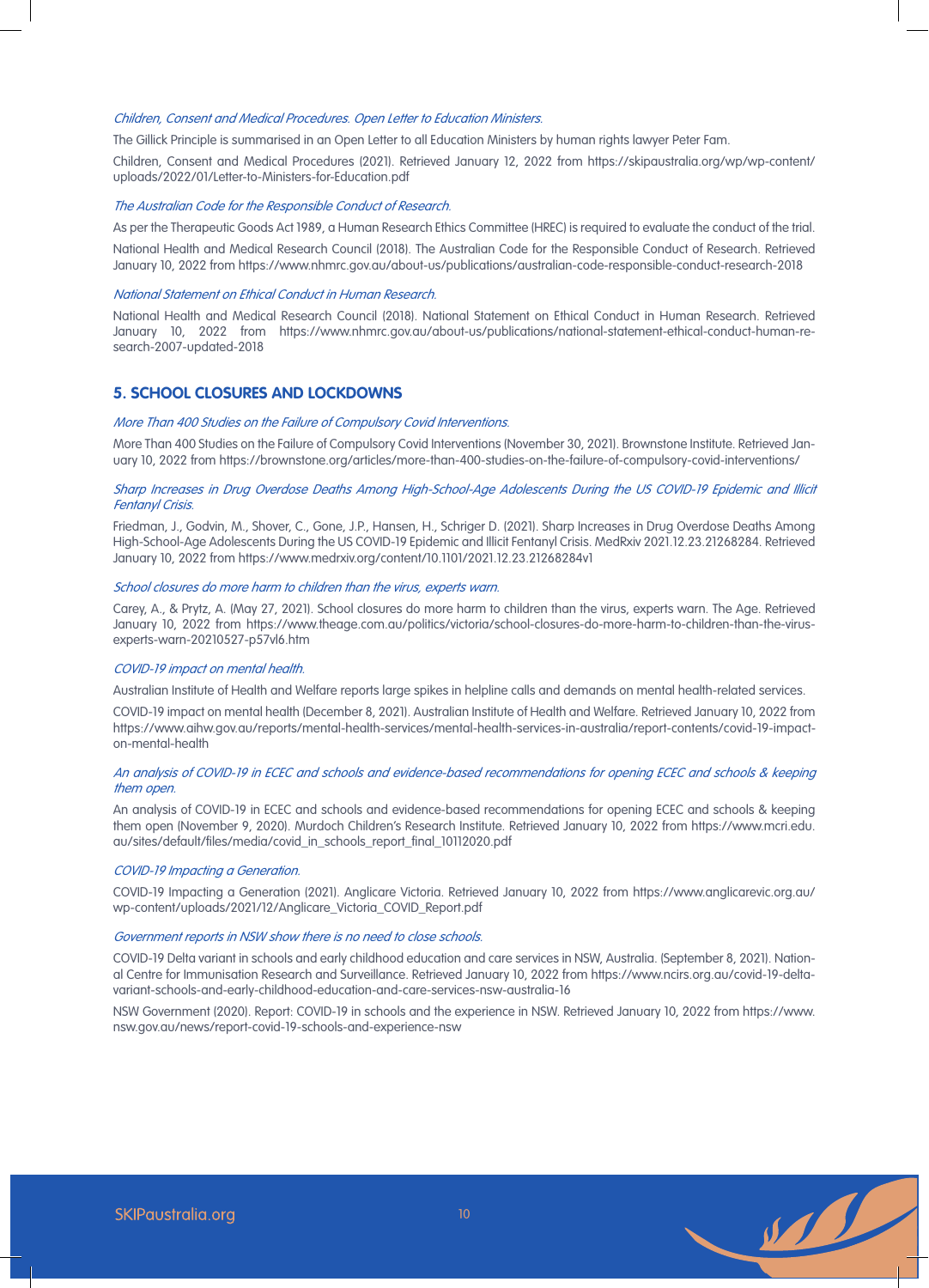*Children, Consent and Medical Procedures. Open Letter to Education Ministers.*

The Gillick Principle is summarised in an Open Letter to all Education Ministers by human rights lawyer Peter Fam.

Children, Consent and Medical Procedures (2021). Retrieved January 12, 2022 from https://skipaustralia.org/wp/wp-content/uploads/2022/01/Letter-to-Ministers-for-Education.pdf

*The Australian Code for the Responsible Conduct of Research.*

As per the Therapeutic Goods Act 1989, a Human Research Ethics Committee (HREC) is required to evaluate the conduct of the trial.

National Health and Medical Research Council (2018). The Australian Code for the Responsible Conduct of Research. Retrieved January 10, 2022 from https://www.nhmrc.gov.au/about-us/publications/australian-code-responsible-conduct-research-2018

*National Statement on Ethical Conduct in Human Research.*

National Health and Medical Research Council (2018). National Statement on Ethical Conduct in Human Research. Retrieved January 10, 2022 from https://www.nhmrc.gov.au/about-us/publications/national-statement-ethical-conduct-human-research-2007-updated-2018

## 5. SCHOOL CLOSURES AND LOCKDOWNS

*More Than 400 Studies on the Failure of Compulsory Covid Interventions.*

More Than 400 Studies on the Failure of Compulsory Covid Interventions (November 30, 2021). Brownstone Institute. Retrieved January 10, 2022 from https://brownstone.org/articles/more-than-400-studies-on-the-failure-of-compulsory-covid-interventions/

*Sharp Increases in Drug Overdose Deaths Among High-School-Age Adolescents During the US COVID-19 Epidemic and Illicit Fentanyl Crisis.*

Friedman, J., Godvin, M., Shover, C., Gone, J.P., Hansen, H., Schriger D. (2021). Sharp Increases in Drug Overdose Deaths Among High-School-Age Adolescents During the US COVID-19 Epidemic and Illicit Fentanyl Crisis. MedRxiv 2021.12.23.21268284. Retrieved January 10, 2022 from https://www.medrxiv.org/content/10.1101/2021.12.23.21268284v1

*School closures do more harm to children than the virus, experts warn.*

Carey, A., & Prytz, A. (May 27, 2021). School closures do more harm to children than the virus, experts warn. The Age. Retrieved January 10, 2022 from https://www.theage.com.au/politics/victoria/school-closures-do-more-harm-to-children-than-the-virus-experts-warn-20210527-p57vl6.htm

*COVID-19 impact on mental health.*

Australian Institute of Health and Welfare reports large spikes in helpline calls and demands on mental health-related services.

COVID-19 impact on mental health (December 8, 2021). Australian Institute of Health and Welfare. Retrieved January 10, 2022 from https://www.aihw.gov.au/reports/mental-health-services/mental-health-services-in-australia/report-contents/covid-19-impact-on-mental-health

*An analysis of COVID-19 in ECEC and schools and evidence-based recommendations for opening ECEC and schools & keeping them open.*

An analysis of COVID-19 in ECEC and schools and evidence-based recommendations for opening ECEC and schools & keeping them open (November 9, 2020). Murdoch Children's Research Institute. Retrieved January 10, 2022 from https://www.mcri.edu.au/sites/default/files/media/covid_in_schools_report_final_10112020.pdf

*COVID-19 Impacting a Generation.*

COVID-19 Impacting a Generation (2021). Anglicare Victoria. Retrieved January 10, 2022 from https://www.anglicarevic.org.au/wp-content/uploads/2021/12/Anglicare_Victoria_COVID_Report.pdf

*Government reports in NSW show there is no need to close schools.*

COVID-19 Delta variant in schools and early childhood education and care services in NSW, Australia. (September 8, 2021). National Centre for Immunisation Research and Surveillance. Retrieved January 10, 2022 from https://www.ncirs.org.au/covid-19-delta-variant-schools-and-early-childhood-education-and-care-services-nsw-australia-16

NSW Government (2020). Report: COVID-19 in schools and the experience in NSW. Retrieved January 10, 2022 from https://www.nsw.gov.au/news/report-covid-19-schools-and-experience-nsw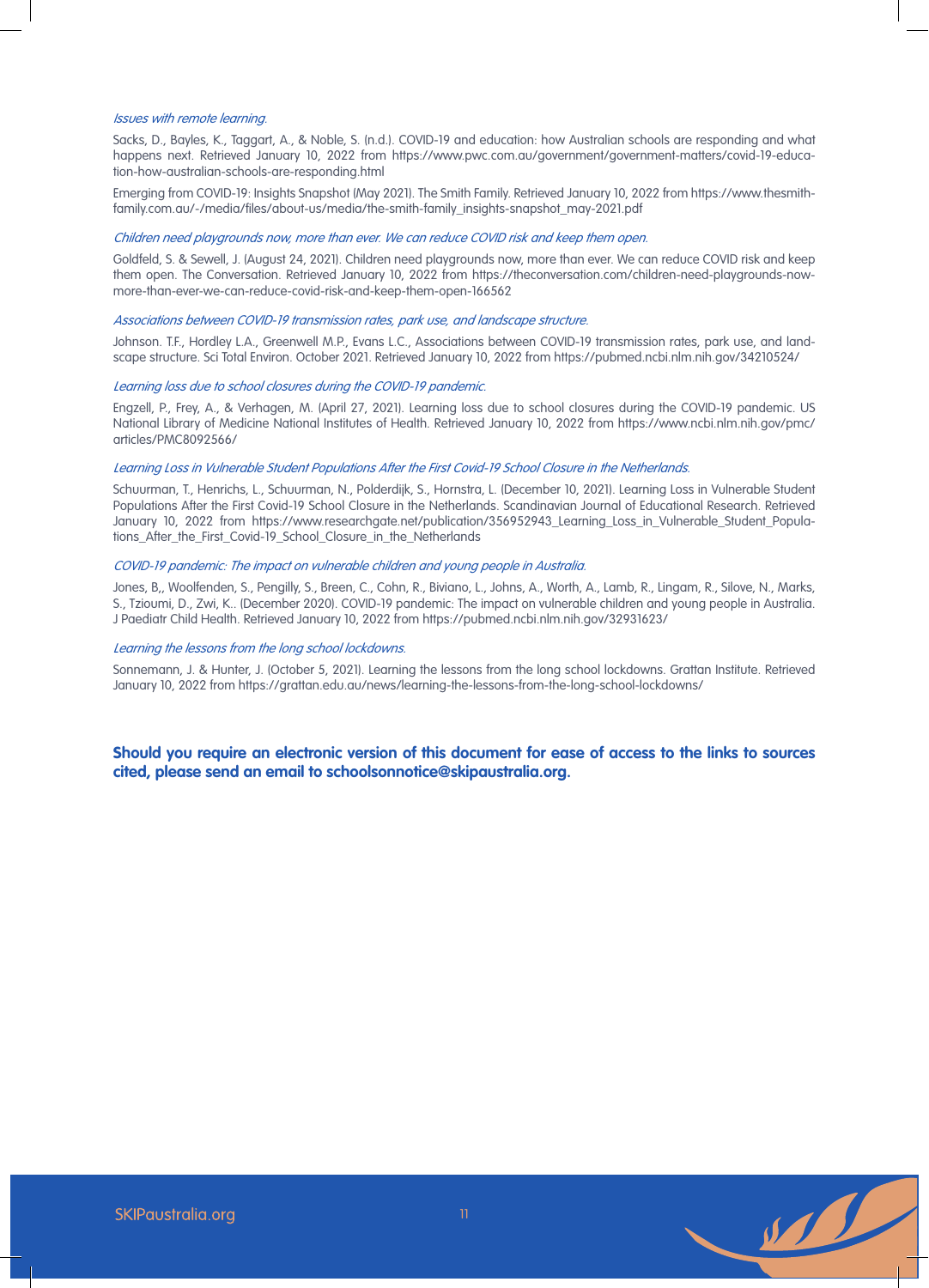*Issues with remote learning.*

Sacks, D., Bayles, K., Taggart, A., & Noble, S. (n.d.). COVID-19 and education: how Australian schools are responding and what happens next. Retrieved January 10, 2022 from https://www.pwc.com.au/government/government-matters/covid-19-education-how-australian-schools-are-responding.html

Emerging from COVID-19: Insights Snapshot (May 2021). The Smith Family. Retrieved January 10, 2022 from https://www.thesmithfamily.com.au/-/media/files/about-us/media/the-smith-family_insights-snapshot_may-2021.pdf

*Children need playgrounds now, more than ever. We can reduce COVID risk and keep them open.*

Goldfeld, S. & Sewell, J. (August 24, 2021). Children need playgrounds now, more than ever. We can reduce COVID risk and keep them open. The Conversation. Retrieved January 10, 2022 from https://theconversation.com/children-need-playgrounds-now-more-than-ever-we-can-reduce-covid-risk-and-keep-them-open-166562

*Associations between COVID-19 transmission rates, park use, and landscape structure.*

Johnson. T.F., Hordley L.A., Greenwell M.P., Evans L.C., Associations between COVID-19 transmission rates, park use, and landscape structure. Sci Total Environ. October 2021. Retrieved January 10, 2022 from https://pubmed.ncbi.nlm.nih.gov/34210524/

*Learning loss due to school closures during the COVID-19 pandemic.*

Engzell, P., Frey, A., & Verhagen, M. (April 27, 2021). Learning loss due to school closures during the COVID-19 pandemic. US National Library of Medicine National Institutes of Health. Retrieved January 10, 2022 from https://www.ncbi.nlm.nih.gov/pmc/articles/PMC8092566/

*Learning Loss in Vulnerable Student Populations After the First Covid-19 School Closure in the Netherlands.*

Schuurman, T., Henrichs, L., Schuurman, N., Polderdijk, S., Hornstra, L. (December 10, 2021). Learning Loss in Vulnerable Student Populations After the First Covid-19 School Closure in the Netherlands. Scandinavian Journal of Educational Research. Retrieved January 10, 2022 from https://www.researchgate.net/publication/356952943_Learning_Loss_in_Vulnerable_Student_Populations_After_the_First_Covid-19_School_Closure_in_the_Netherlands

*COVID-19 pandemic: The impact on vulnerable children and young people in Australia.*

Jones, B,, Woolfenden, S., Pengilly, S., Breen, C., Cohn, R., Biviano, L., Johns, A., Worth, A., Lamb, R., Lingam, R., Silove, N., Marks, S., Tzioumi, D., Zwi, K.. (December 2020). COVID-19 pandemic: The impact on vulnerable children and young people in Australia. J Paediatr Child Health. Retrieved January 10, 2022 from https://pubmed.ncbi.nlm.nih.gov/32931623/

*Learning the lessons from the long school lockdowns.*

Sonnemann, J. & Hunter, J. (October 5, 2021). Learning the lessons from the long school lockdowns. Grattan Institute. Retrieved January 10, 2022 from https://grattan.edu.au/news/learning-the-lessons-from-the-long-school-lockdowns/

**Should you require an electronic version of this document for ease of access to the links to sources cited, please send an email to schoolsonnotice@skipaustralia.org.**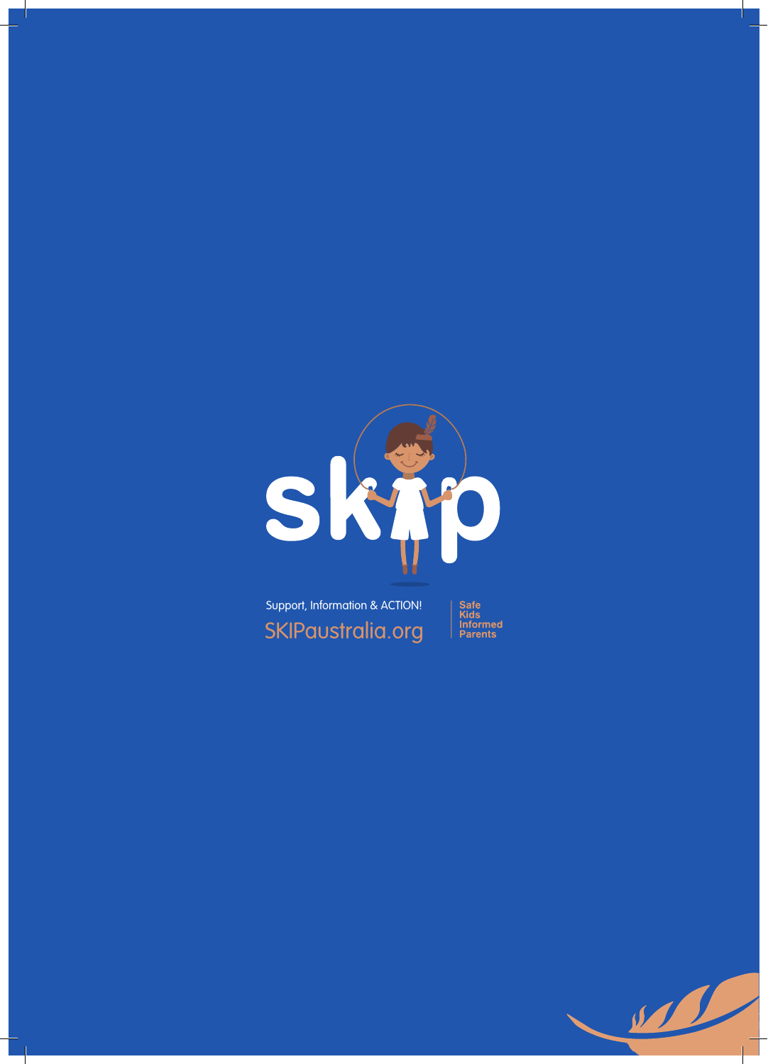skip

Support, Information & ACTION!

SKIPaustralia.org

Safe
Kids
Informed
Parents